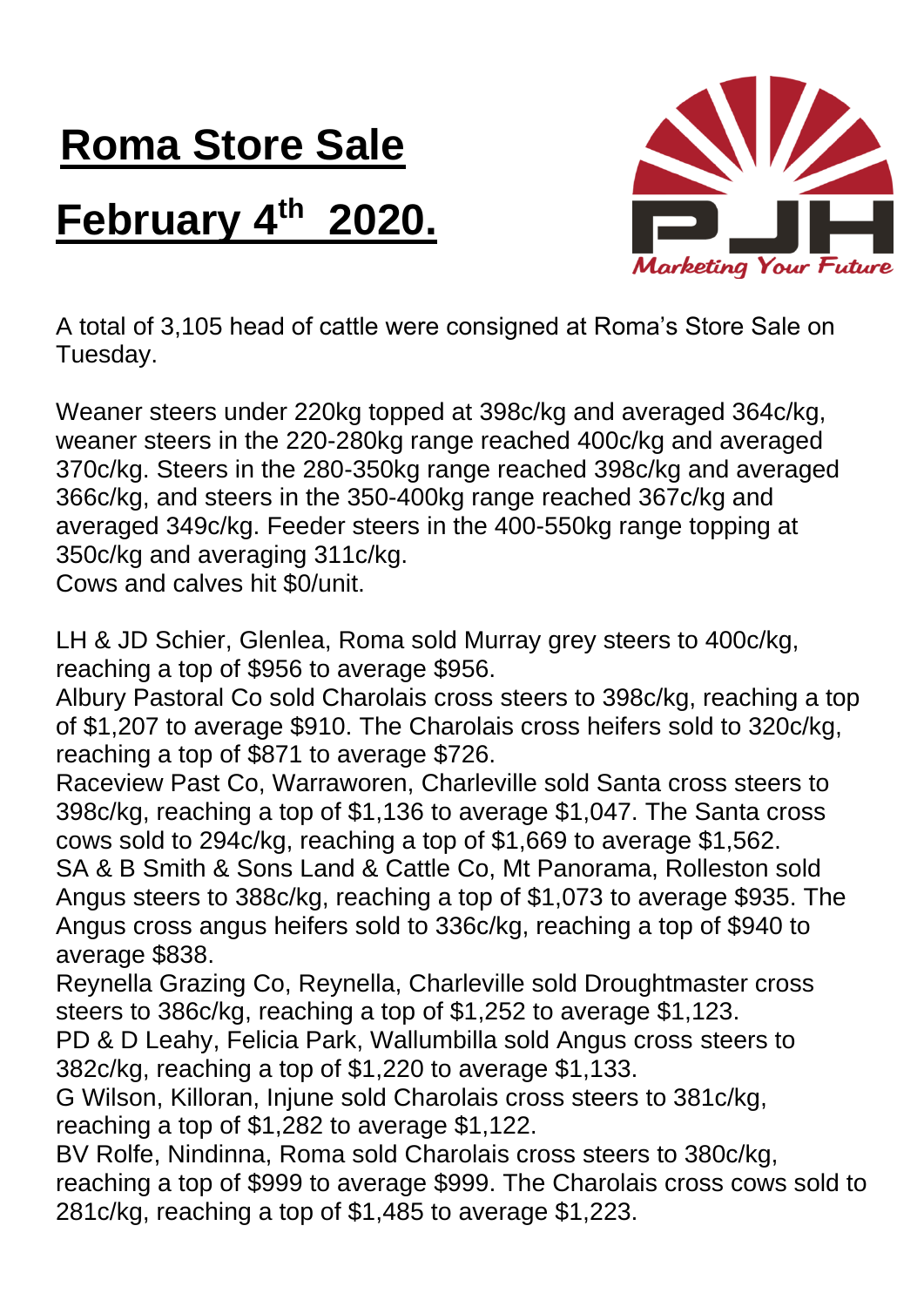# Roma Store Sale

# February 4th 2020.

A total of 3,105 head of cattle were consigned at Roma's Store Sale on Tuesday.

Weaner steers under 220kg topped at 398c/kg and averaged 364c/kg, weaner steers in the 220-280kg range reached 400c/kg and averaged 370c/kg. Steers in the 280-350kg range reached 398c/kg and averaged 366c/kg, and steers in the 350-400kg range reached 367c/kg and averaged 349c/kg. Feeder steers in the 400-550kg range topping at 350c/kg and averaging 311c/kg.
Cows and calves hit $0/unit.

LH & JD Schier, Glenlea, Roma sold Murray grey steers to 400c/kg, reaching a top of $956 to average $956.
Albury Pastoral Co sold Charolais cross steers to 398c/kg, reaching a top of $1,207 to average $910. The Charolais cross heifers sold to 320c/kg, reaching a top of $871 to average $726.
Raceview Past Co, Warraworen, Charleville sold Santa cross steers to 398c/kg, reaching a top of $1,136 to average $1,047. The Santa cross cows sold to 294c/kg, reaching a top of $1,669 to average $1,562.
SA & B Smith & Sons Land & Cattle Co, Mt Panorama, Rolleston sold Angus steers to 388c/kg, reaching a top of $1,073 to average $935. The Angus cross angus heifers sold to 336c/kg, reaching a top of $940 to average $838.
Reynella Grazing Co, Reynella, Charleville sold Droughtmaster cross steers to 386c/kg, reaching a top of $1,252 to average $1,123.
PD & D Leahy, Felicia Park, Wallumbilla sold Angus cross steers to 382c/kg, reaching a top of $1,220 to average $1,133.
G Wilson, Killoran, Injune sold Charolais cross steers to 381c/kg, reaching a top of $1,282 to average $1,122.
BV Rolfe, Nindinna, Roma sold Charolais cross steers to 380c/kg, reaching a top of $999 to average $999. The Charolais cross cows sold to 281c/kg, reaching a top of $1,485 to average $1,223.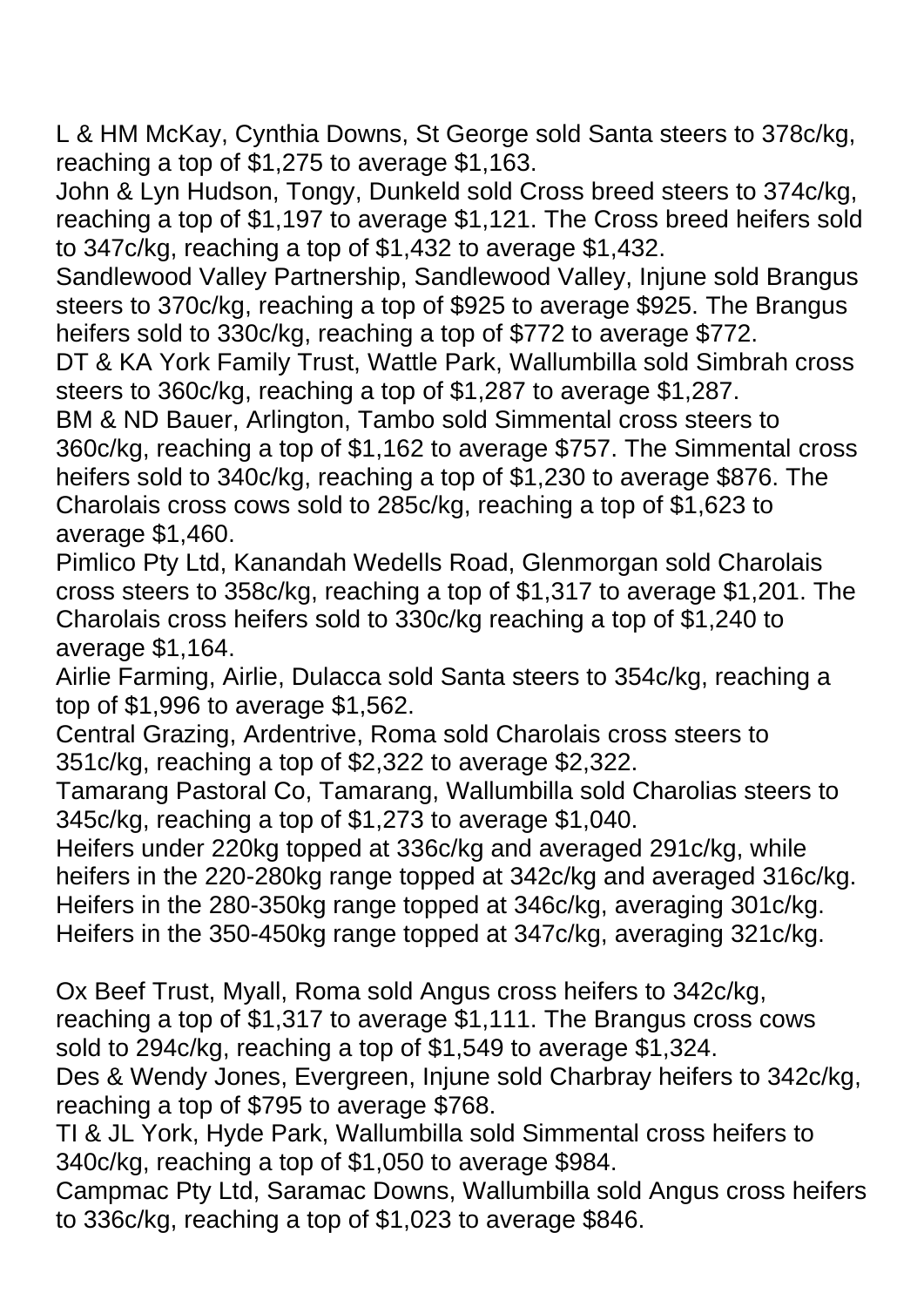L & HM McKay, Cynthia Downs, St George sold Santa steers to 378c/kg, reaching a top of $1,275 to average $1,163.
John & Lyn Hudson, Tongy, Dunkeld sold Cross breed steers to 374c/kg, reaching a top of $1,197 to average $1,121. The Cross breed heifers sold to 347c/kg, reaching a top of $1,432 to average $1,432.
Sandlewood Valley Partnership, Sandlewood Valley, Injune sold Brangus steers to 370c/kg, reaching a top of $925 to average $925. The Brangus heifers sold to 330c/kg, reaching a top of $772 to average $772.
DT & KA York Family Trust, Wattle Park, Wallumbilla sold Simbrah cross steers to 360c/kg, reaching a top of $1,287 to average $1,287.
BM & ND Bauer, Arlington, Tambo sold Simmental cross steers to 360c/kg, reaching a top of $1,162 to average $757. The Simmental cross heifers sold to 340c/kg, reaching a top of $1,230 to average $876. The Charolais cross cows sold to 285c/kg, reaching a top of $1,623 to average $1,460.
Pimlico Pty Ltd, Kanandah Wedells Road, Glenmorgan sold Charolais cross steers to 358c/kg, reaching a top of $1,317 to average $1,201. The Charolais cross heifers sold to 330c/kg reaching a top of $1,240 to average $1,164.
Airlie Farming, Airlie, Dulacca sold Santa steers to 354c/kg, reaching a top of $1,996 to average $1,562.
Central Grazing, Ardentrive, Roma sold Charolais cross steers to 351c/kg, reaching a top of $2,322 to average $2,322.
Tamarang Pastoral Co, Tamarang, Wallumbilla sold Charolias steers to 345c/kg, reaching a top of $1,273 to average $1,040.
Heifers under 220kg topped at 336c/kg and averaged 291c/kg, while heifers in the 220-280kg range topped at 342c/kg and averaged 316c/kg. Heifers in the 280-350kg range topped at 346c/kg, averaging 301c/kg. Heifers in the 350-450kg range topped at 347c/kg, averaging 321c/kg.

Ox Beef Trust, Myall, Roma sold Angus cross heifers to 342c/kg, reaching a top of $1,317 to average $1,111. The Brangus cross cows sold to 294c/kg, reaching a top of $1,549 to average $1,324.
Des & Wendy Jones, Evergreen, Injune sold Charbray heifers to 342c/kg, reaching a top of $795 to average $768.
TI & JL York, Hyde Park, Wallumbilla sold Simmental cross heifers to 340c/kg, reaching a top of $1,050 to average $984.
Campmac Pty Ltd, Saramac Downs, Wallumbilla sold Angus cross heifers to 336c/kg, reaching a top of $1,023 to average $846.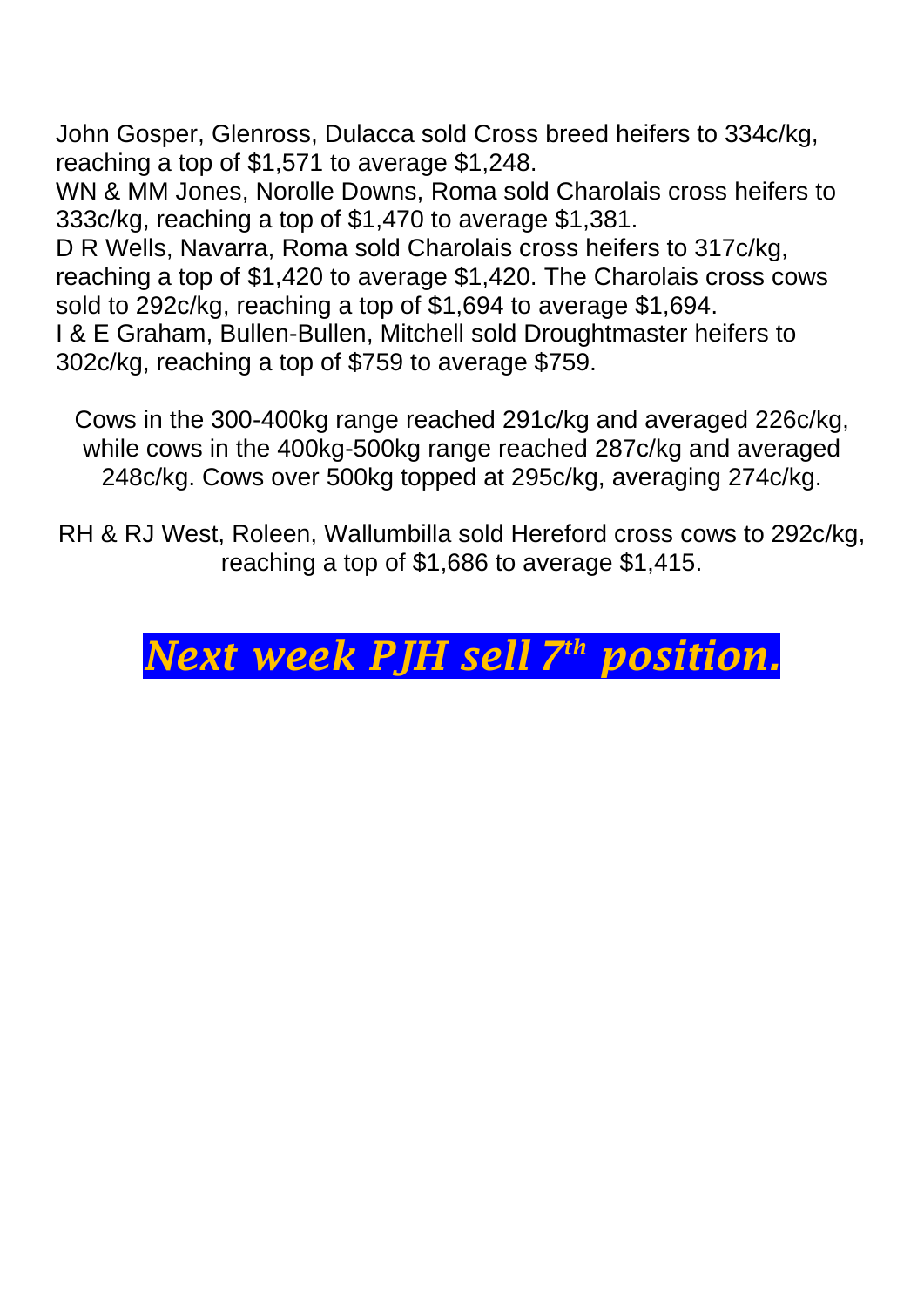John Gosper, Glenross, Dulacca sold Cross breed heifers to 334c/kg, reaching a top of $1,571 to average $1,248.
WN & MM Jones, Norolle Downs, Roma sold Charolais cross heifers to 333c/kg, reaching a top of $1,470 to average $1,381.
D R Wells, Navarra, Roma sold Charolais cross heifers to 317c/kg, reaching a top of $1,420 to average $1,420. The Charolais cross cows sold to 292c/kg, reaching a top of $1,694 to average $1,694.
I & E Graham, Bullen-Bullen, Mitchell sold Droughtmaster heifers to 302c/kg, reaching a top of $759 to average $759.

Cows in the 300-400kg range reached 291c/kg and averaged 226c/kg, while cows in the 400kg-500kg range reached 287c/kg and averaged 248c/kg. Cows over 500kg topped at 295c/kg, averaging 274c/kg.

RH & RJ West, Roleen, Wallumbilla sold Hereford cross cows to 292c/kg, reaching a top of $1,686 to average $1,415.

***Next week PJH sell 7th position.***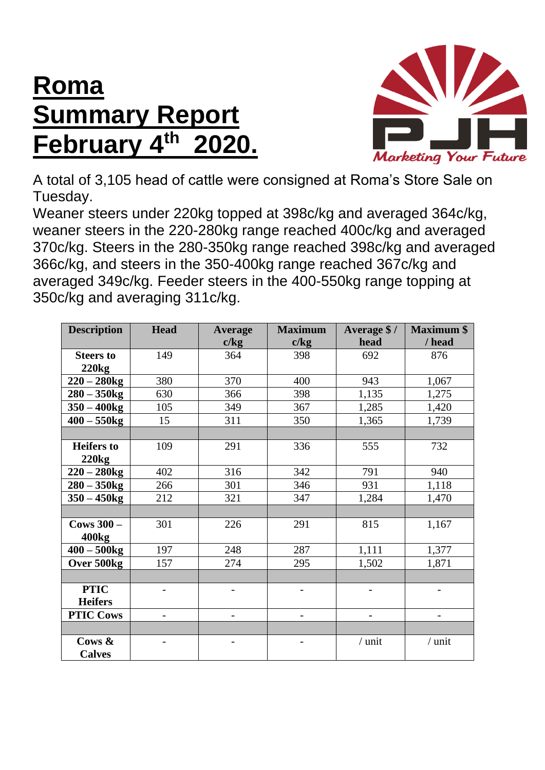# Roma Summary Report February 4th 2020.

Marketing Your Future

A total of 3,105 head of cattle were consigned at Roma's Store Sale on Tuesday.

Weaner steers under 220kg topped at 398c/kg and averaged 364c/kg, weaner steers in the 220-280kg range reached 400c/kg and averaged 370c/kg. Steers in the 280-350kg range reached 398c/kg and averaged 366c/kg, and steers in the 350-400kg range reached 367c/kg and averaged 349c/kg. Feeder steers in the 400-550kg range topping at 350c/kg and averaging 311c/kg.

| Description | Head | Average c/kg | Maximum c/kg | Average $ / head | Maximum $ / head |
|---|---|---|---|---|---|
| **Steers to 220kg** | 149 | 364 | 398 | 692 | 876 |
| **220 – 280kg** | 380 | 370 | 400 | 943 | 1,067 |
| **280 – 350kg** | 630 | 366 | 398 | 1,135 | 1,275 |
| **350 – 400kg** | 105 | 349 | 367 | 1,285 | 1,420 |
| **400 – 550kg** | 15 | 311 | 350 | 1,365 | 1,739 |
| | | | | | |
| **Heifers to 220kg** | 109 | 291 | 336 | 555 | 732 |
| **220 – 280kg** | 402 | 316 | 342 | 791 | 940 |
| **280 – 350kg** | 266 | 301 | 346 | 931 | 1,118 |
| **350 – 450kg** | 212 | 321 | 347 | 1,284 | 1,470 |
| | | | | | |
| **Cows 300 – 400kg** | 301 | 226 | 291 | 815 | 1,167 |
| **400 – 500kg** | 197 | 248 | 287 | 1,111 | 1,377 |
| **Over 500kg** | 157 | 274 | 295 | 1,502 | 1,871 |
| | | | | | |
| **PTIC Heifers** | - | - | - | - | - |
| **PTIC Cows** | - | - | - | - | - |
| | | | | | |
| **Cows & Calves** | - | - | - | / unit | / unit |